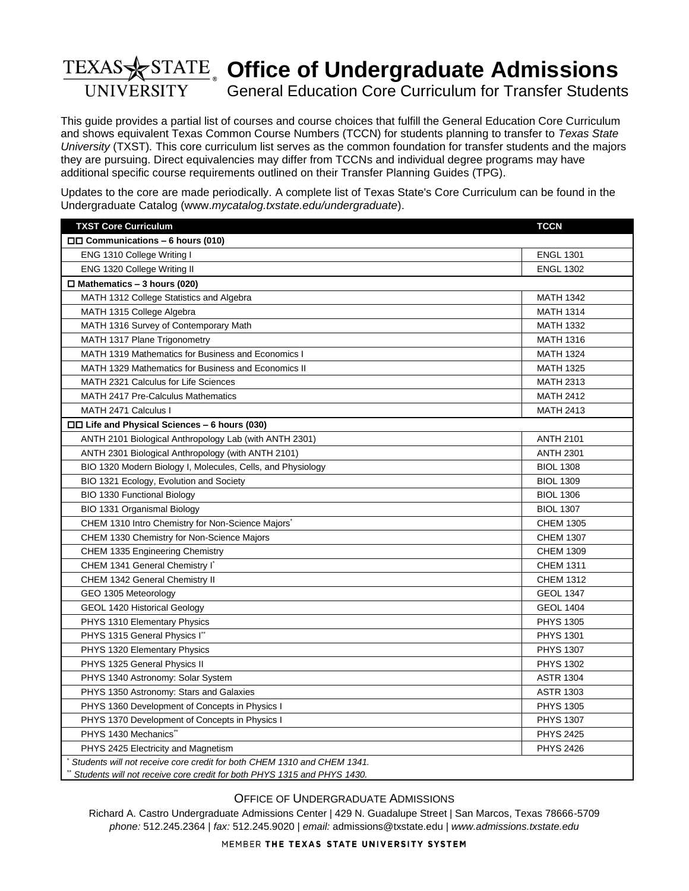# Office of Undergraduate Admissions

## General Education Core Curriculum for Transfer Students

This guide provides a partial list of courses and course choices that fulfill the General Education Core Curriculum and shows equivalent Texas Common Course Numbers (TCCN) for students planning to transfer to *Texas State University* (TXST). This core curriculum list serves as the common foundation for transfer students and the majors they are pursuing. Direct equivalencies may differ from TCCNs and individual degree programs may have additional specific course requirements outlined on their Transfer Planning Guides (TPG).

Updates to the core are made periodically. A complete list of Texas State's Core Curriculum can be found in the Undergraduate Catalog (www.*mycatalog.txstate.edu/undergraduate*).

| TXST Core Curriculum | TCCN |
|---|---|
| **☐☐ Communications – 6 hours (010)** | |
| ENG 1310 College Writing I | ENGL 1301 |
| ENG 1320 College Writing II | ENGL 1302 |
| **☐ Mathematics – 3 hours (020)** | |
| MATH 1312 College Statistics and Algebra | MATH 1342 |
| MATH 1315 College Algebra | MATH 1314 |
| MATH 1316 Survey of Contemporary Math | MATH 1332 |
| MATH 1317 Plane Trigonometry | MATH 1316 |
| MATH 1319 Mathematics for Business and Economics I | MATH 1324 |
| MATH 1329 Mathematics for Business and Economics II | MATH 1325 |
| MATH 2321 Calculus for Life Sciences | MATH 2313 |
| MATH 2417 Pre-Calculus Mathematics | MATH 2412 |
| MATH 2471 Calculus I | MATH 2413 |
| **☐☐ Life and Physical Sciences – 6 hours (030)** | |
| ANTH 2101 Biological Anthropology Lab (with ANTH 2301) | ANTH 2101 |
| ANTH 2301 Biological Anthropology (with ANTH 2101) | ANTH 2301 |
| BIO 1320 Modern Biology I, Molecules, Cells, and Physiology | BIOL 1308 |
| BIO 1321 Ecology, Evolution and Society | BIOL 1309 |
| BIO 1330 Functional Biology | BIOL 1306 |
| BIO 1331 Organismal Biology | BIOL 1307 |
| CHEM 1310 Intro Chemistry for Non-Science Majors* | CHEM 1305 |
| CHEM 1330 Chemistry for Non-Science Majors | CHEM 1307 |
| CHEM 1335 Engineering Chemistry | CHEM 1309 |
| CHEM 1341 General Chemistry I* | CHEM 1311 |
| CHEM 1342 General Chemistry II | CHEM 1312 |
| GEO 1305 Meteorology | GEOL 1347 |
| GEOL 1420 Historical Geology | GEOL 1404 |
| PHYS 1310 Elementary Physics | PHYS 1305 |
| PHYS 1315 General Physics I** | PHYS 1301 |
| PHYS 1320 Elementary Physics | PHYS 1307 |
| PHYS 1325 General Physics II | PHYS 1302 |
| PHYS 1340 Astronomy: Solar System | ASTR 1304 |
| PHYS 1350 Astronomy: Stars and Galaxies | ASTR 1303 |
| PHYS 1360 Development of Concepts in Physics I | PHYS 1305 |
| PHYS 1370 Development of Concepts in Physics I | PHYS 1307 |
| PHYS 1430 Mechanics** | PHYS 2425 |
| PHYS 2425 Electricity and Magnetism | PHYS 2426 |

*\* Students will not receive core credit for both CHEM 1310 and CHEM 1341.*

*\*\* Students will not receive core credit for both PHYS 1315 and PHYS 1430.*

OFFICE OF UNDERGRADUATE ADMISSIONS

Richard A. Castro Undergraduate Admissions Center | 429 N. Guadalupe Street | San Marcos, Texas 78666-5709

*phone:* 512.245.2364 | *fax:* 512.245.9020 | *email:* admissions@txstate.edu | *www.admissions.txstate.edu*

MEMBER **THE TEXAS STATE UNIVERSITY SYSTEM**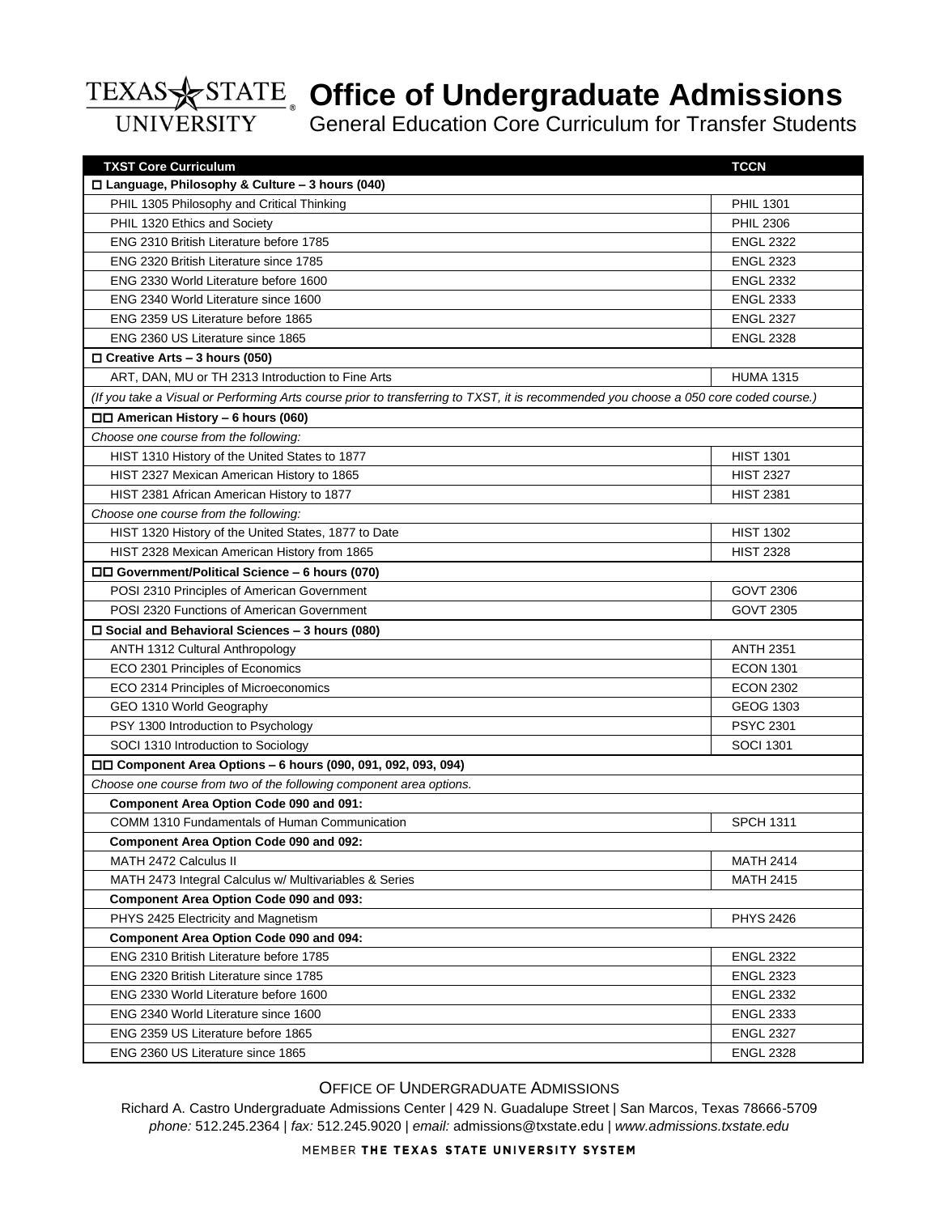# Office of Undergraduate Admissions

General Education Core Curriculum for Transfer Students

| TXST Core Curriculum | TCCN |
|---|---|
| **☐ Language, Philosophy & Culture – 3 hours (040)** | |
| PHIL 1305 Philosophy and Critical Thinking | PHIL 1301 |
| PHIL 1320 Ethics and Society | PHIL 2306 |
| ENG 2310 British Literature before 1785 | ENGL 2322 |
| ENG 2320 British Literature since 1785 | ENGL 2323 |
| ENG 2330 World Literature before 1600 | ENGL 2332 |
| ENG 2340 World Literature since 1600 | ENGL 2333 |
| ENG 2359 US Literature before 1865 | ENGL 2327 |
| ENG 2360 US Literature since 1865 | ENGL 2328 |
| **☐ Creative Arts – 3 hours (050)** | |
| ART, DAN, MU or TH 2313 Introduction to Fine Arts | HUMA 1315 |
| *(If you take a Visual or Performing Arts course prior to transferring to TXST, it is recommended you choose a 050 core coded course.)* | |
| **☐☐ American History – 6 hours (060)** | |
| *Choose one course from the following:* | |
| HIST 1310 History of the United States to 1877 | HIST 1301 |
| HIST 2327 Mexican American History to 1865 | HIST 2327 |
| HIST 2381 African American History to 1877 | HIST 2381 |
| *Choose one course from the following:* | |
| HIST 1320 History of the United States, 1877 to Date | HIST 1302 |
| HIST 2328 Mexican American History from 1865 | HIST 2328 |
| **☐☐ Government/Political Science – 6 hours (070)** | |
| POSI 2310 Principles of American Government | GOVT 2306 |
| POSI 2320 Functions of American Government | GOVT 2305 |
| **☐ Social and Behavioral Sciences – 3 hours (080)** | |
| ANTH 1312 Cultural Anthropology | ANTH 2351 |
| ECO 2301 Principles of Economics | ECON 1301 |
| ECO 2314 Principles of Microeconomics | ECON 2302 |
| GEO 1310 World Geography | GEOG 1303 |
| PSY 1300 Introduction to Psychology | PSYC 2301 |
| SOCI 1310 Introduction to Sociology | SOCI 1301 |
| **☐☐ Component Area Options – 6 hours (090, 091, 092, 093, 094)** | |
| *Choose one course from two of the following component area options.* | |
| **Component Area Option Code 090 and 091:** | |
| COMM 1310 Fundamentals of Human Communication | SPCH 1311 |
| **Component Area Option Code 090 and 092:** | |
| MATH 2472 Calculus II | MATH 2414 |
| MATH 2473 Integral Calculus w/ Multivariables & Series | MATH 2415 |
| **Component Area Option Code 090 and 093:** | |
| PHYS 2425 Electricity and Magnetism | PHYS 2426 |
| **Component Area Option Code 090 and 094:** | |
| ENG 2310 British Literature before 1785 | ENGL 2322 |
| ENG 2320 British Literature since 1785 | ENGL 2323 |
| ENG 2330 World Literature before 1600 | ENGL 2332 |
| ENG 2340 World Literature since 1600 | ENGL 2333 |
| ENG 2359 US Literature before 1865 | ENGL 2327 |
| ENG 2360 US Literature since 1865 | ENGL 2328 |

OFFICE OF UNDERGRADUATE ADMISSIONS

Richard A. Castro Undergraduate Admissions Center | 429 N. Guadalupe Street | San Marcos, Texas 78666-5709
*phone:* 512.245.2364 | *fax:* 512.245.9020 | *email:* admissions@txstate.edu | *www.admissions.txstate.edu*

MEMBER **THE TEXAS STATE UNIVERSITY SYSTEM**